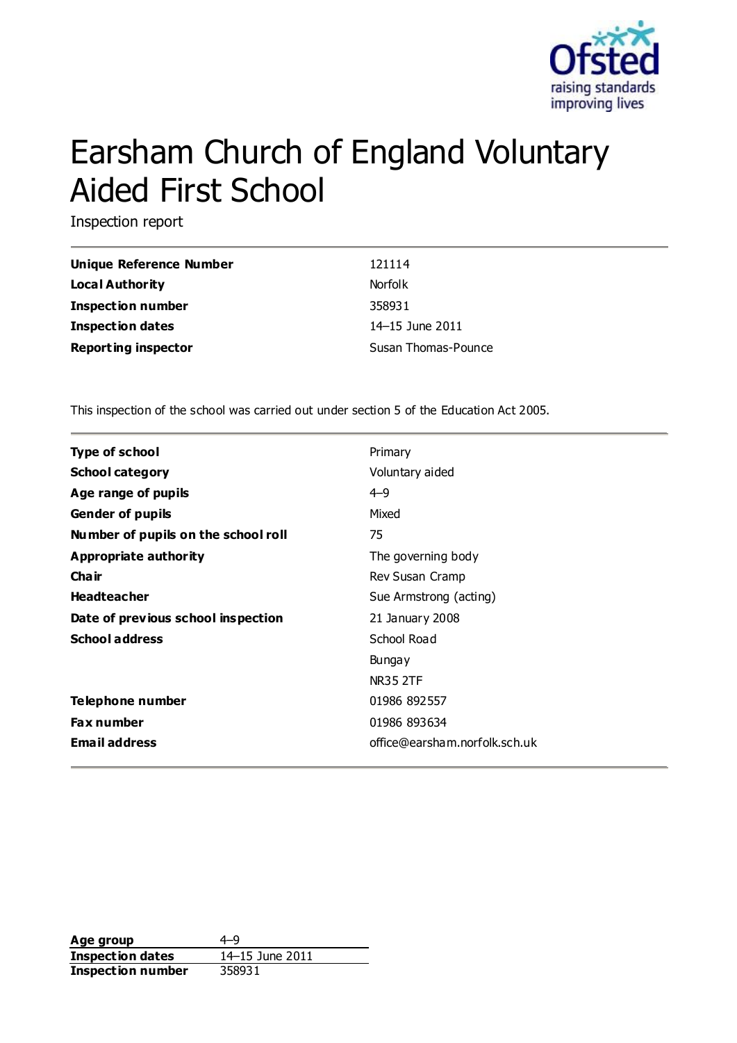Ofsted
raising standards
improving lives

# Earsham Church of England Voluntary Aided First School

Inspection report

| | |
|---|---|
| **Unique Reference Number** | 121114 |
| **Local Authority** | Norfolk |
| **Inspection number** | 358931 |
| **Inspection dates** | 14–15 June 2011 |
| **Reporting inspector** | Susan Thomas-Pounce |

This inspection of the school was carried out under section 5 of the Education Act 2005.

| | |
|---|---|
| **Type of school** | Primary |
| **School category** | Voluntary aided |
| **Age range of pupils** | 4–9 |
| **Gender of pupils** | Mixed |
| **Number of pupils on the school roll** | 75 |
| **Appropriate authority** | The governing body |
| **Chair** | Rev Susan Cramp |
| **Headteacher** | Sue Armstrong (acting) |
| **Date of previous school inspection** | 21 January 2008 |
| **School address** | School Road<br>Bungay<br>NR35 2TF |
| **Telephone number** | 01986 892557 |
| **Fax number** | 01986 893634 |
| **Email address** | office@earsham.norfolk.sch.uk |

| | |
|---|---|
| **Age group** | 4–9 |
| **Inspection dates** | 14–15 June 2011 |
| **Inspection number** | 358931 |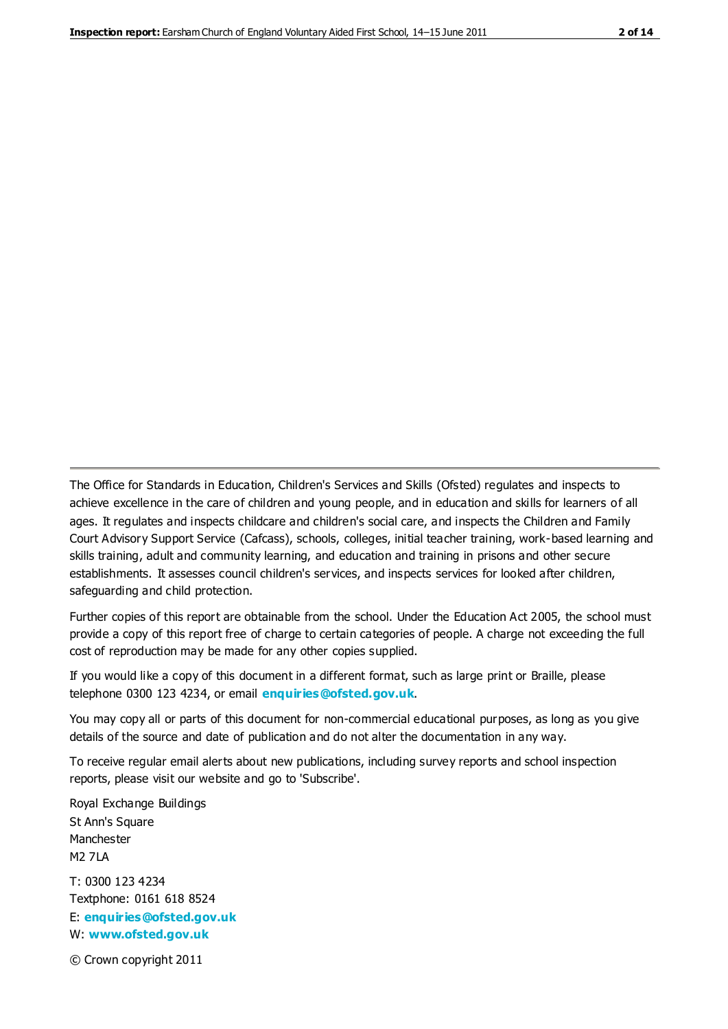The Office for Standards in Education, Children's Services and Skills (Ofsted) regulates and inspects to achieve excellence in the care of children and young people, and in education and skills for learners of all ages. It regulates and inspects childcare and children's social care, and inspects the Children and Family Court Advisory Support Service (Cafcass), schools, colleges, initial teacher training, work-based learning and skills training, adult and community learning, and education and training in prisons and other secure establishments. It assesses council children's services, and inspects services for looked after children, safeguarding and child protection.

Further copies of this report are obtainable from the school. Under the Education Act 2005, the school must provide a copy of this report free of charge to certain categories of people. A charge not exceeding the full cost of reproduction may be made for any other copies supplied.

If you would like a copy of this document in a different format, such as large print or Braille, please telephone 0300 123 4234, or email **enquiries@ofsted.gov.uk**.

You may copy all or parts of this document for non-commercial educational purposes, as long as you give details of the source and date of publication and do not alter the documentation in any way.

To receive regular email alerts about new publications, including survey reports and school inspection reports, please visit our website and go to 'Subscribe'.

Royal Exchange Buildings
St Ann's Square
Manchester
M2 7LA

T: 0300 123 4234
Textphone: 0161 618 8524
E: **enquiries@ofsted.gov.uk**
W: **www.ofsted.gov.uk**

© Crown copyright 2011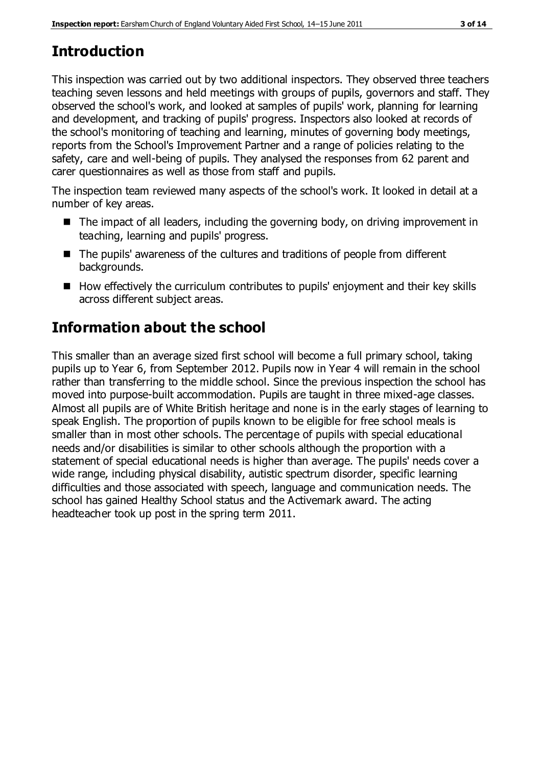# Introduction

This inspection was carried out by two additional inspectors. They observed three teachers teaching seven lessons and held meetings with groups of pupils, governors and staff. They observed the school's work, and looked at samples of pupils' work, planning for learning and development, and tracking of pupils' progress. Inspectors also looked at records of the school's monitoring of teaching and learning, minutes of governing body meetings, reports from the School's Improvement Partner and a range of policies relating to the safety, care and well-being of pupils. They analysed the responses from 62 parent and carer questionnaires as well as those from staff and pupils.

The inspection team reviewed many aspects of the school's work. It looked in detail at a number of key areas.

- The impact of all leaders, including the governing body, on driving improvement in teaching, learning and pupils' progress.
- The pupils' awareness of the cultures and traditions of people from different backgrounds.
- How effectively the curriculum contributes to pupils' enjoyment and their key skills across different subject areas.

# Information about the school

This smaller than an average sized first school will become a full primary school, taking pupils up to Year 6, from September 2012. Pupils now in Year 4 will remain in the school rather than transferring to the middle school. Since the previous inspection the school has moved into purpose-built accommodation. Pupils are taught in three mixed-age classes. Almost all pupils are of White British heritage and none is in the early stages of learning to speak English. The proportion of pupils known to be eligible for free school meals is smaller than in most other schools. The percentage of pupils with special educational needs and/or disabilities is similar to other schools although the proportion with a statement of special educational needs is higher than average. The pupils' needs cover a wide range, including physical disability, autistic spectrum disorder, specific learning difficulties and those associated with speech, language and communication needs. The school has gained Healthy School status and the Activemark award. The acting headteacher took up post in the spring term 2011.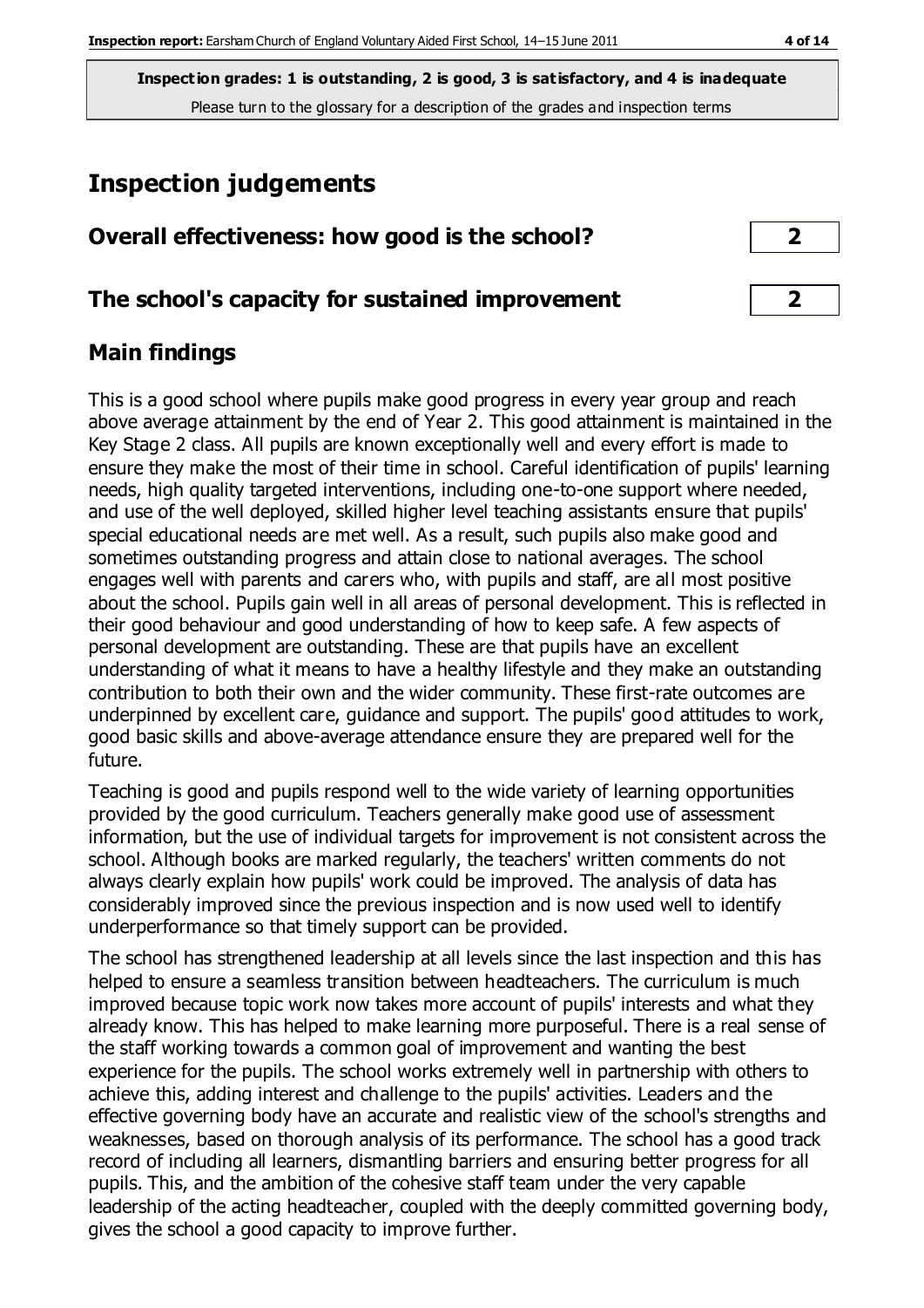**Inspection grades: 1 is outstanding, 2 is good, 3 is satisfactory, and 4 is inadequate**
Please turn to the glossary for a description of the grades and inspection terms

# Inspection judgements

| | |
|---|---|
| **Overall effectiveness: how good is the school?** | **2** |
| **The school's capacity for sustained improvement** | **2** |

## Main findings

This is a good school where pupils make good progress in every year group and reach above average attainment by the end of Year 2. This good attainment is maintained in the Key Stage 2 class. All pupils are known exceptionally well and every effort is made to ensure they make the most of their time in school. Careful identification of pupils' learning needs, high quality targeted interventions, including one-to-one support where needed, and use of the well deployed, skilled higher level teaching assistants ensure that pupils' special educational needs are met well. As a result, such pupils also make good and sometimes outstanding progress and attain close to national averages. The school engages well with parents and carers who, with pupils and staff, are all most positive about the school. Pupils gain well in all areas of personal development. This is reflected in their good behaviour and good understanding of how to keep safe. A few aspects of personal development are outstanding. These are that pupils have an excellent understanding of what it means to have a healthy lifestyle and they make an outstanding contribution to both their own and the wider community. These first-rate outcomes are underpinned by excellent care, guidance and support. The pupils' good attitudes to work, good basic skills and above-average attendance ensure they are prepared well for the future.

Teaching is good and pupils respond well to the wide variety of learning opportunities provided by the good curriculum. Teachers generally make good use of assessment information, but the use of individual targets for improvement is not consistent across the school. Although books are marked regularly, the teachers' written comments do not always clearly explain how pupils' work could be improved. The analysis of data has considerably improved since the previous inspection and is now used well to identify underperformance so that timely support can be provided.

The school has strengthened leadership at all levels since the last inspection and this has helped to ensure a seamless transition between headteachers. The curriculum is much improved because topic work now takes more account of pupils' interests and what they already know. This has helped to make learning more purposeful. There is a real sense of the staff working towards a common goal of improvement and wanting the best experience for the pupils. The school works extremely well in partnership with others to achieve this, adding interest and challenge to the pupils' activities. Leaders and the effective governing body have an accurate and realistic view of the school's strengths and weaknesses, based on thorough analysis of its performance. The school has a good track record of including all learners, dismantling barriers and ensuring better progress for all pupils. This, and the ambition of the cohesive staff team under the very capable leadership of the acting headteacher, coupled with the deeply committed governing body, gives the school a good capacity to improve further.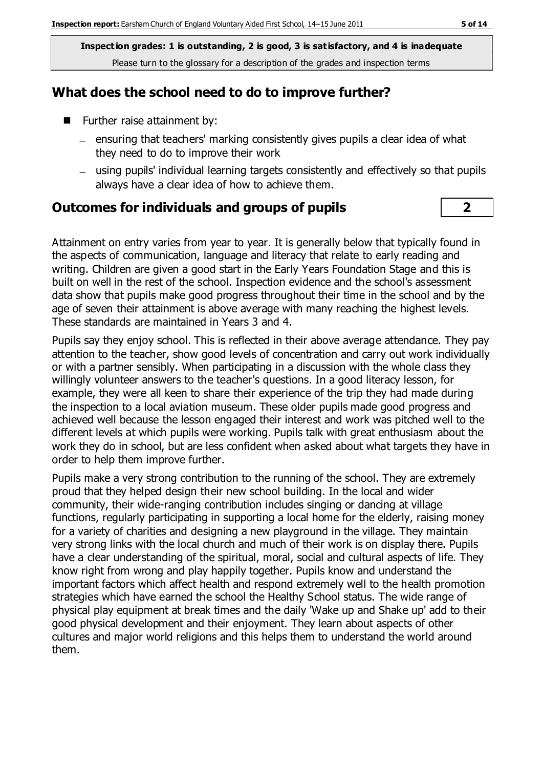**Inspection grades: 1 is outstanding, 2 is good, 3 is satisfactory, and 4 is inadequate**
Please turn to the glossary for a description of the grades and inspection terms

## What does the school need to do to improve further?

- Further raise attainment by:
  - ensuring that teachers' marking consistently gives pupils a clear idea of what they need to do to improve their work
  - using pupils' individual learning targets consistently and effectively so that pupils always have a clear idea of how to achieve them.

## Outcomes for individuals and groups of pupils — 2

Attainment on entry varies from year to year. It is generally below that typically found in the aspects of communication, language and literacy that relate to early reading and writing. Children are given a good start in the Early Years Foundation Stage and this is built on well in the rest of the school. Inspection evidence and the school's assessment data show that pupils make good progress throughout their time in the school and by the age of seven their attainment is above average with many reaching the highest levels. These standards are maintained in Years 3 and 4.

Pupils say they enjoy school. This is reflected in their above average attendance. They pay attention to the teacher, show good levels of concentration and carry out work individually or with a partner sensibly. When participating in a discussion with the whole class they willingly volunteer answers to the teacher's questions. In a good literacy lesson, for example, they were all keen to share their experience of the trip they had made during the inspection to a local aviation museum. These older pupils made good progress and achieved well because the lesson engaged their interest and work was pitched well to the different levels at which pupils were working. Pupils talk with great enthusiasm about the work they do in school, but are less confident when asked about what targets they have in order to help them improve further.

Pupils make a very strong contribution to the running of the school. They are extremely proud that they helped design their new school building. In the local and wider community, their wide-ranging contribution includes singing or dancing at village functions, regularly participating in supporting a local home for the elderly, raising money for a variety of charities and designing a new playground in the village. They maintain very strong links with the local church and much of their work is on display there. Pupils have a clear understanding of the spiritual, moral, social and cultural aspects of life. They know right from wrong and play happily together. Pupils know and understand the important factors which affect health and respond extremely well to the health promotion strategies which have earned the school the Healthy School status. The wide range of physical play equipment at break times and the daily 'Wake up and Shake up' add to their good physical development and their enjoyment. They learn about aspects of other cultures and major world religions and this helps them to understand the world around them.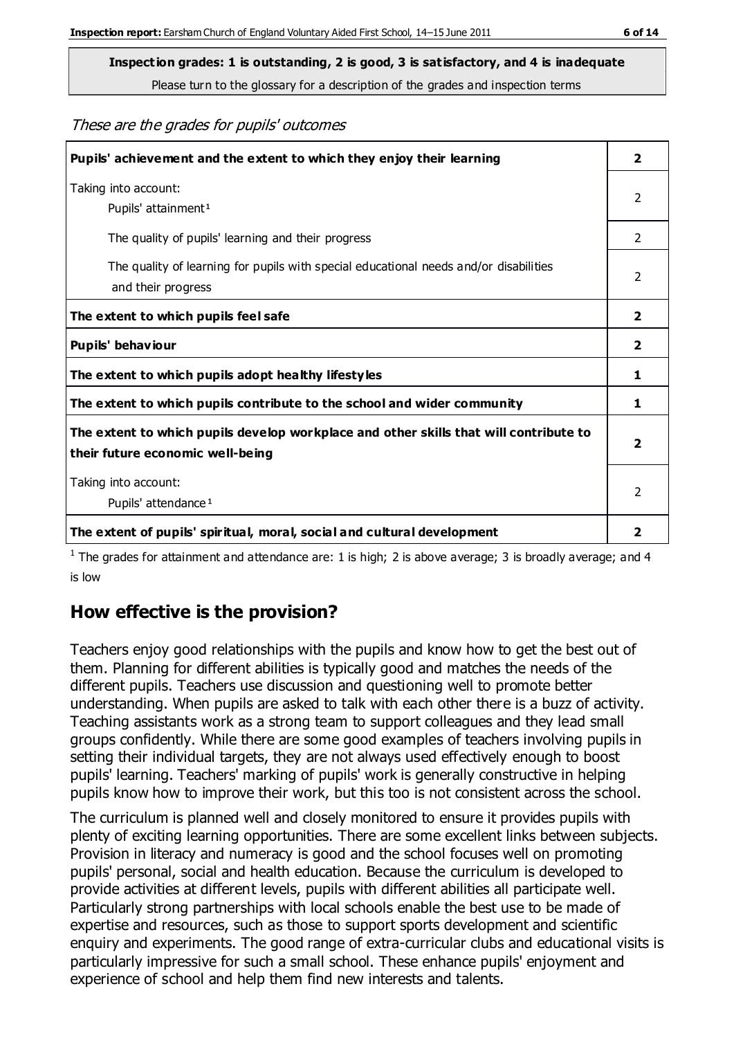**Inspection grades: 1 is outstanding, 2 is good, 3 is satisfactory, and 4 is inadequate**

Please turn to the glossary for a description of the grades and inspection terms

*These are the grades for pupils' outcomes*

| | |
|---|---|
| **Pupils' achievement and the extent to which they enjoy their learning** | **2** |
| Taking into account: Pupils' attainment[1] | 2 |
| The quality of pupils' learning and their progress | 2 |
| The quality of learning for pupils with special educational needs and/or disabilities and their progress | 2 |
| **The extent to which pupils feel safe** | **2** |
| **Pupils' behaviour** | **2** |
| **The extent to which pupils adopt healthy lifestyles** | **1** |
| **The extent to which pupils contribute to the school and wider community** | **1** |
| **The extent to which pupils develop workplace and other skills that will contribute to their future economic well-being** | **2** |
| Taking into account: Pupils' attendance[1] | 2 |
| **The extent of pupils' spiritual, moral, social and cultural development** | **2** |

[1] The grades for attainment and attendance are: 1 is high; 2 is above average; 3 is broadly average; and 4 is low

## How effective is the provision?

Teachers enjoy good relationships with the pupils and know how to get the best out of them. Planning for different abilities is typically good and matches the needs of the different pupils. Teachers use discussion and questioning well to promote better understanding. When pupils are asked to talk with each other there is a buzz of activity. Teaching assistants work as a strong team to support colleagues and they lead small groups confidently. While there are some good examples of teachers involving pupils in setting their individual targets, they are not always used effectively enough to boost pupils' learning. Teachers' marking of pupils' work is generally constructive in helping pupils know how to improve their work, but this too is not consistent across the school.

The curriculum is planned well and closely monitored to ensure it provides pupils with plenty of exciting learning opportunities. There are some excellent links between subjects. Provision in literacy and numeracy is good and the school focuses well on promoting pupils' personal, social and health education. Because the curriculum is developed to provide activities at different levels, pupils with different abilities all participate well. Particularly strong partnerships with local schools enable the best use to be made of expertise and resources, such as those to support sports development and scientific enquiry and experiments. The good range of extra-curricular clubs and educational visits is particularly impressive for such a small school. These enhance pupils' enjoyment and experience of school and help them find new interests and talents.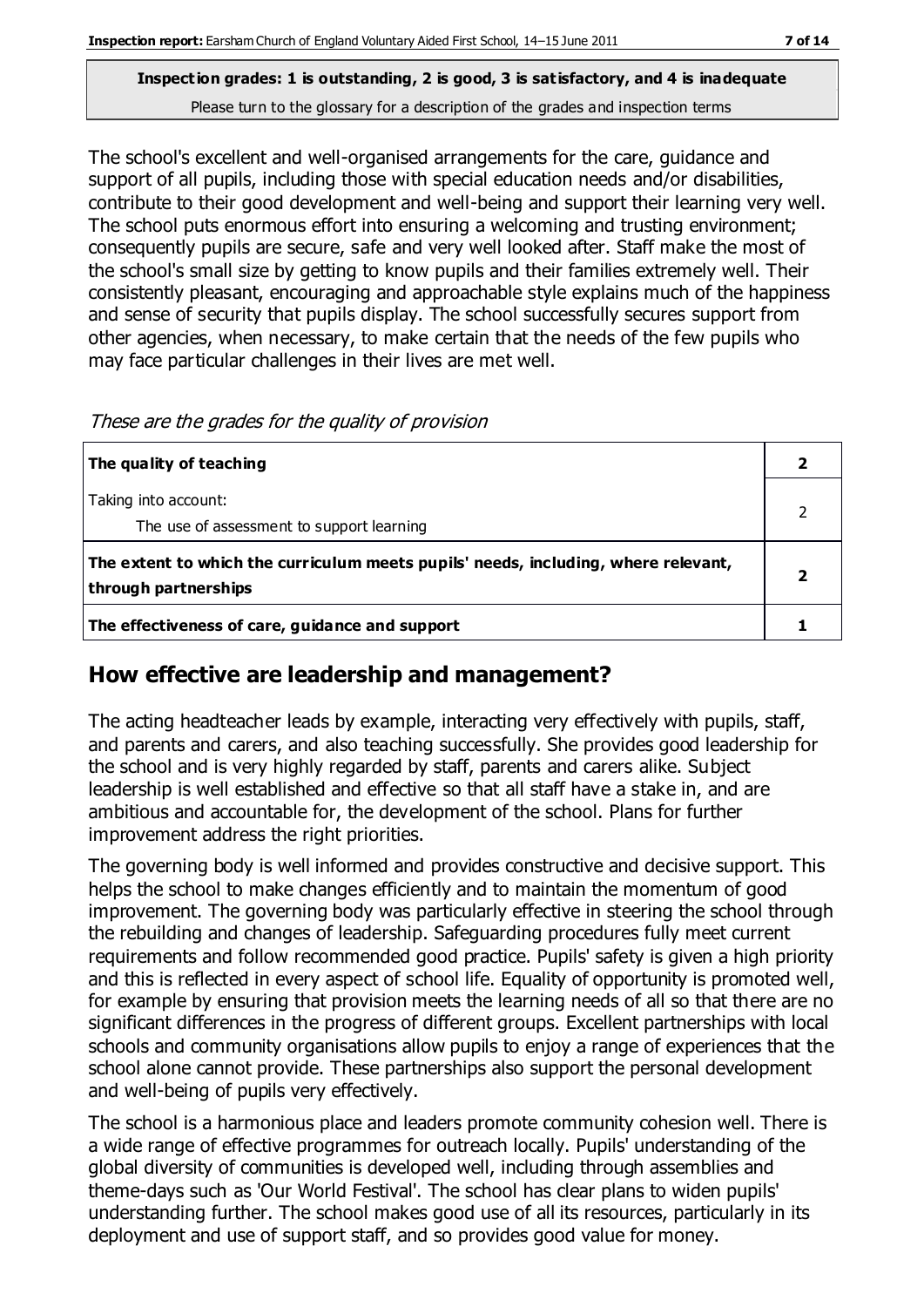**Inspection grades: 1 is outstanding, 2 is good, 3 is satisfactory, and 4 is inadequate**
Please turn to the glossary for a description of the grades and inspection terms

The school's excellent and well-organised arrangements for the care, guidance and support of all pupils, including those with special education needs and/or disabilities, contribute to their good development and well-being and support their learning very well. The school puts enormous effort into ensuring a welcoming and trusting environment; consequently pupils are secure, safe and very well looked after. Staff make the most of the school's small size by getting to know pupils and their families extremely well. Their consistently pleasant, encouraging and approachable style explains much of the happiness and sense of security that pupils display. The school successfully secures support from other agencies, when necessary, to make certain that the needs of the few pupils who may face particular challenges in their lives are met well.

*These are the grades for the quality of provision*

| | |
|---|---|
| **The quality of teaching** | **2** |
| Taking into account: The use of assessment to support learning | 2 |
| **The extent to which the curriculum meets pupils' needs, including, where relevant, through partnerships** | **2** |
| **The effectiveness of care, guidance and support** | **1** |

## How effective are leadership and management?

The acting headteacher leads by example, interacting very effectively with pupils, staff, and parents and carers, and also teaching successfully. She provides good leadership for the school and is very highly regarded by staff, parents and carers alike. Subject leadership is well established and effective so that all staff have a stake in, and are ambitious and accountable for, the development of the school. Plans for further improvement address the right priorities.

The governing body is well informed and provides constructive and decisive support. This helps the school to make changes efficiently and to maintain the momentum of good improvement. The governing body was particularly effective in steering the school through the rebuilding and changes of leadership. Safeguarding procedures fully meet current requirements and follow recommended good practice. Pupils' safety is given a high priority and this is reflected in every aspect of school life. Equality of opportunity is promoted well, for example by ensuring that provision meets the learning needs of all so that there are no significant differences in the progress of different groups. Excellent partnerships with local schools and community organisations allow pupils to enjoy a range of experiences that the school alone cannot provide. These partnerships also support the personal development and well-being of pupils very effectively.

The school is a harmonious place and leaders promote community cohesion well. There is a wide range of effective programmes for outreach locally. Pupils' understanding of the global diversity of communities is developed well, including through assemblies and theme-days such as 'Our World Festival'. The school has clear plans to widen pupils' understanding further. The school makes good use of all its resources, particularly in its deployment and use of support staff, and so provides good value for money.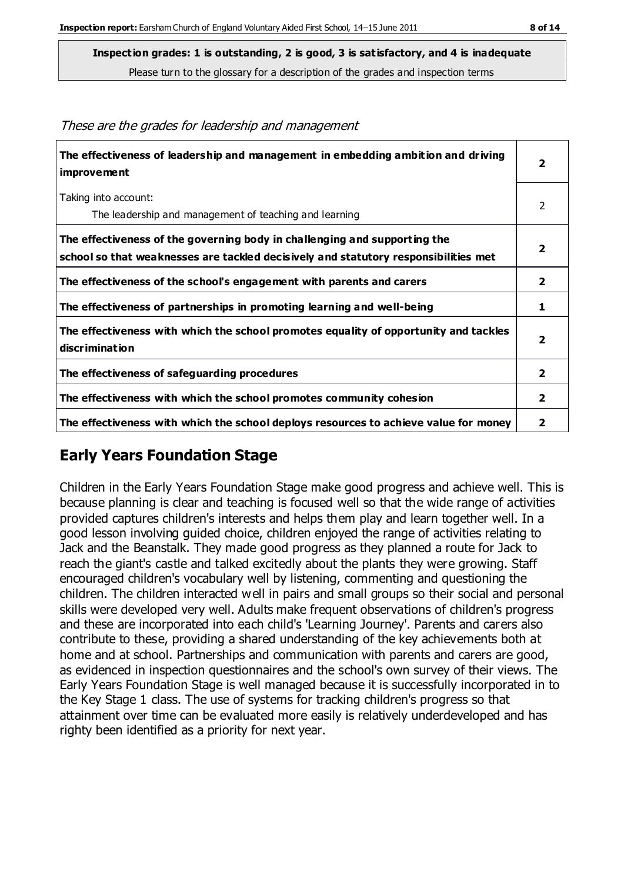**Inspection grades: 1 is outstanding, 2 is good, 3 is satisfactory, and 4 is inadequate**
Please turn to the glossary for a description of the grades and inspection terms

*These are the grades for leadership and management*

| | |
|---|---|
| **The effectiveness of leadership and management in embedding ambition and driving improvement** | **2** |
| Taking into account:<br>The leadership and management of teaching and learning | 2 |
| **The effectiveness of the governing body in challenging and supporting the school so that weaknesses are tackled decisively and statutory responsibilities met** | **2** |
| **The effectiveness of the school's engagement with parents and carers** | **2** |
| **The effectiveness of partnerships in promoting learning and well-being** | **1** |
| **The effectiveness with which the school promotes equality of opportunity and tackles discrimination** | **2** |
| **The effectiveness of safeguarding procedures** | **2** |
| **The effectiveness with which the school promotes community cohesion** | **2** |
| **The effectiveness with which the school deploys resources to achieve value for money** | **2** |

## Early Years Foundation Stage

Children in the Early Years Foundation Stage make good progress and achieve well. This is because planning is clear and teaching is focused well so that the wide range of activities provided captures children's interests and helps them play and learn together well. In a good lesson involving guided choice, children enjoyed the range of activities relating to Jack and the Beanstalk. They made good progress as they planned a route for Jack to reach the giant's castle and talked excitedly about the plants they were growing. Staff encouraged children's vocabulary well by listening, commenting and questioning the children. The children interacted well in pairs and small groups so their social and personal skills were developed very well. Adults make frequent observations of children's progress and these are incorporated into each child's 'Learning Journey'. Parents and carers also contribute to these, providing a shared understanding of the key achievements both at home and at school. Partnerships and communication with parents and carers are good, as evidenced in inspection questionnaires and the school's own survey of their views. The Early Years Foundation Stage is well managed because it is successfully incorporated in to the Key Stage 1 class. The use of systems for tracking children's progress so that attainment over time can be evaluated more easily is relatively underdeveloped and has righty been identified as a priority for next year.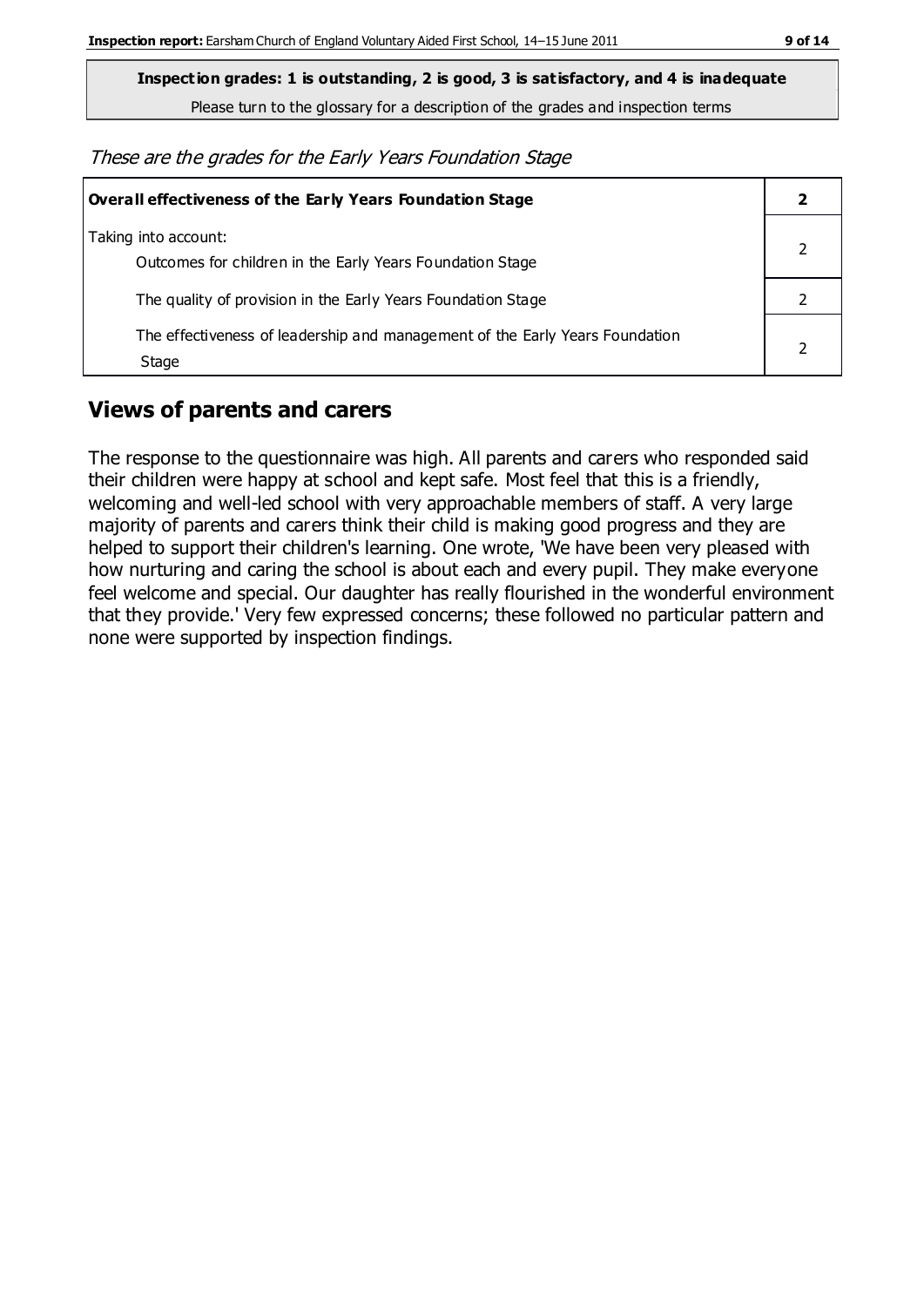**Inspection grades: 1 is outstanding, 2 is good, 3 is satisfactory, and 4 is inadequate**

Please turn to the glossary for a description of the grades and inspection terms

*These are the grades for the Early Years Foundation Stage*

| **Overall effectiveness of the Early Years Foundation Stage** | **2** |
|---|---|
| Taking into account: Outcomes for children in the Early Years Foundation Stage | 2 |
| The quality of provision in the Early Years Foundation Stage | 2 |
| The effectiveness of leadership and management of the Early Years Foundation Stage | 2 |

## Views of parents and carers

The response to the questionnaire was high. All parents and carers who responded said their children were happy at school and kept safe. Most feel that this is a friendly, welcoming and well-led school with very approachable members of staff. A very large majority of parents and carers think their child is making good progress and they are helped to support their children's learning. One wrote, 'We have been very pleased with how nurturing and caring the school is about each and every pupil. They make everyone feel welcome and special. Our daughter has really flourished in the wonderful environment that they provide.' Very few expressed concerns; these followed no particular pattern and none were supported by inspection findings.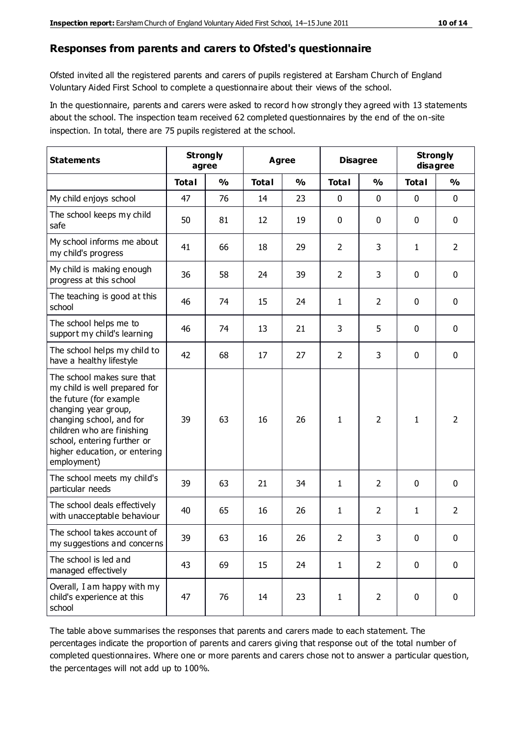## Responses from parents and carers to Ofsted's questionnaire

Ofsted invited all the registered parents and carers of pupils registered at Earsham Church of England Voluntary Aided First School to complete a questionnaire about their views of the school.

In the questionnaire, parents and carers were asked to record how strongly they agreed with 13 statements about the school. The inspection team received 62 completed questionnaires by the end of the on-site inspection. In total, there are 75 pupils registered at the school.

| Statements | Strongly agree | | Agree | | Disagree | | Strongly disagree | |
|---|---|---|---|---|---|---|---|---|
| | Total | % | Total | % | Total | % | Total | % |
| My child enjoys school | 47 | 76 | 14 | 23 | 0 | 0 | 0 | 0 |
| The school keeps my child safe | 50 | 81 | 12 | 19 | 0 | 0 | 0 | 0 |
| My school informs me about my child's progress | 41 | 66 | 18 | 29 | 2 | 3 | 1 | 2 |
| My child is making enough progress at this school | 36 | 58 | 24 | 39 | 2 | 3 | 0 | 0 |
| The teaching is good at this school | 46 | 74 | 15 | 24 | 1 | 2 | 0 | 0 |
| The school helps me to support my child's learning | 46 | 74 | 13 | 21 | 3 | 5 | 0 | 0 |
| The school helps my child to have a healthy lifestyle | 42 | 68 | 17 | 27 | 2 | 3 | 0 | 0 |
| The school makes sure that my child is well prepared for the future (for example changing year group, changing school, and for children who are finishing school, entering further or higher education, or entering employment) | 39 | 63 | 16 | 26 | 1 | 2 | 1 | 2 |
| The school meets my child's particular needs | 39 | 63 | 21 | 34 | 1 | 2 | 0 | 0 |
| The school deals effectively with unacceptable behaviour | 40 | 65 | 16 | 26 | 1 | 2 | 1 | 2 |
| The school takes account of my suggestions and concerns | 39 | 63 | 16 | 26 | 2 | 3 | 0 | 0 |
| The school is led and managed effectively | 43 | 69 | 15 | 24 | 1 | 2 | 0 | 0 |
| Overall, I am happy with my child's experience at this school | 47 | 76 | 14 | 23 | 1 | 2 | 0 | 0 |

The table above summarises the responses that parents and carers made to each statement. The percentages indicate the proportion of parents and carers giving that response out of the total number of completed questionnaires. Where one or more parents and carers chose not to answer a particular question, the percentages will not add up to 100%.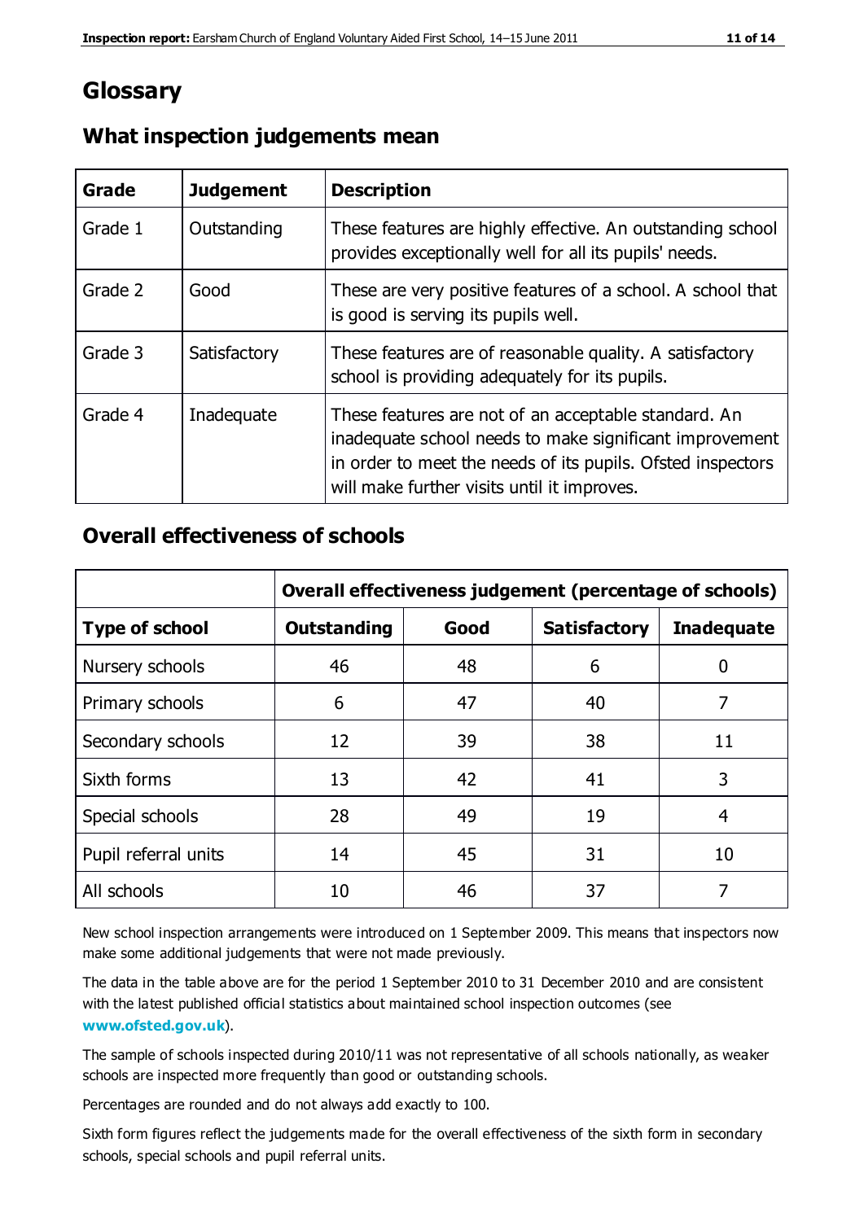# Glossary

## What inspection judgements mean

| Grade | Judgement | Description |
|---|---|---|
| Grade 1 | Outstanding | These features are highly effective. An outstanding school provides exceptionally well for all its pupils' needs. |
| Grade 2 | Good | These are very positive features of a school. A school that is good is serving its pupils well. |
| Grade 3 | Satisfactory | These features are of reasonable quality. A satisfactory school is providing adequately for its pupils. |
| Grade 4 | Inadequate | These features are not of an acceptable standard. An inadequate school needs to make significant improvement in order to meet the needs of its pupils. Ofsted inspectors will make further visits until it improves. |

## Overall effectiveness of schools

| | Overall effectiveness judgement (percentage of schools) | | | |
|---|---|---|---|---|
| **Type of school** | **Outstanding** | **Good** | **Satisfactory** | **Inadequate** |
| Nursery schools | 46 | 48 | 6 | 0 |
| Primary schools | 6 | 47 | 40 | 7 |
| Secondary schools | 12 | 39 | 38 | 11 |
| Sixth forms | 13 | 42 | 41 | 3 |
| Special schools | 28 | 49 | 19 | 4 |
| Pupil referral units | 14 | 45 | 31 | 10 |
| All schools | 10 | 46 | 37 | 7 |

New school inspection arrangements were introduced on 1 September 2009. This means that inspectors now make some additional judgements that were not made previously.

The data in the table above are for the period 1 September 2010 to 31 December 2010 and are consistent with the latest published official statistics about maintained school inspection outcomes (see **www.ofsted.gov.uk**).

The sample of schools inspected during 2010/11 was not representative of all schools nationally, as weaker schools are inspected more frequently than good or outstanding schools.

Percentages are rounded and do not always add exactly to 100.

Sixth form figures reflect the judgements made for the overall effectiveness of the sixth form in secondary schools, special schools and pupil referral units.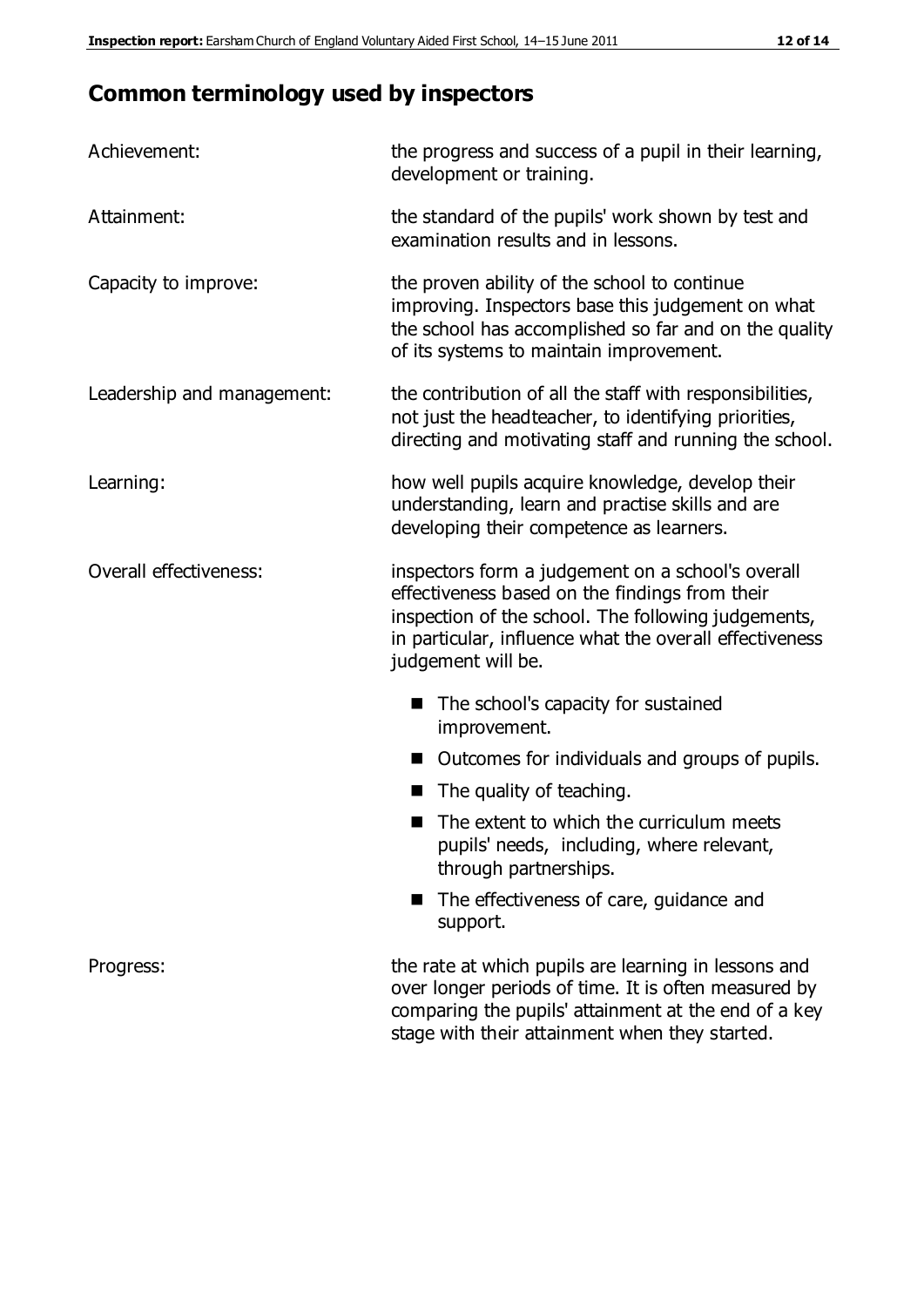## Common terminology used by inspectors

| | |
|---|---|
| Achievement: | the progress and success of a pupil in their learning, development or training. |
| Attainment: | the standard of the pupils' work shown by test and examination results and in lessons. |
| Capacity to improve: | the proven ability of the school to continue improving. Inspectors base this judgement on what the school has accomplished so far and on the quality of its systems to maintain improvement. |
| Leadership and management: | the contribution of all the staff with responsibilities, not just the headteacher, to identifying priorities, directing and motivating staff and running the school. |
| Learning: | how well pupils acquire knowledge, develop their understanding, learn and practise skills and are developing their competence as learners. |
| Overall effectiveness: | inspectors form a judgement on a school's overall effectiveness based on the findings from their inspection of the school. The following judgements, in particular, influence what the overall effectiveness judgement will be.<br>■ The school's capacity for sustained improvement.<br>■ Outcomes for individuals and groups of pupils.<br>■ The quality of teaching.<br>■ The extent to which the curriculum meets pupils' needs, including, where relevant, through partnerships.<br>■ The effectiveness of care, guidance and support. |
| Progress: | the rate at which pupils are learning in lessons and over longer periods of time. It is often measured by comparing the pupils' attainment at the end of a key stage with their attainment when they started. |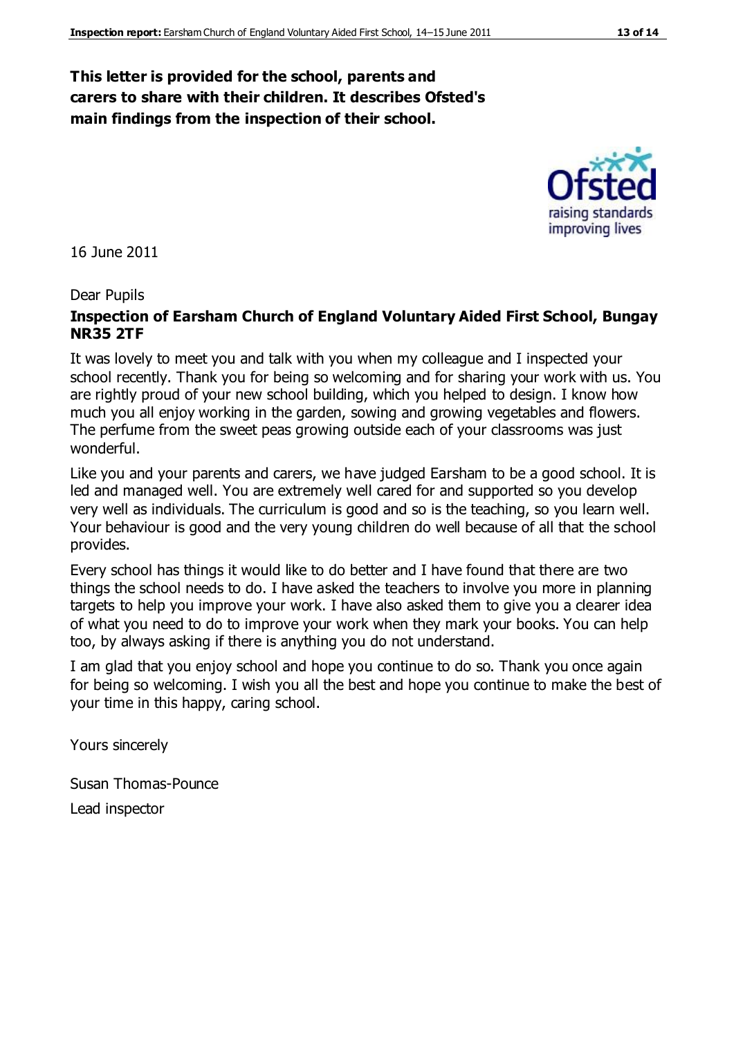**This letter is provided for the school, parents and carers to share with their children. It describes Ofsted's main findings from the inspection of their school.**

16 June 2011

Dear Pupils

**Inspection of Earsham Church of England Voluntary Aided First School, Bungay NR35 2TF**

It was lovely to meet you and talk with you when my colleague and I inspected your school recently. Thank you for being so welcoming and for sharing your work with us. You are rightly proud of your new school building, which you helped to design. I know how much you all enjoy working in the garden, sowing and growing vegetables and flowers. The perfume from the sweet peas growing outside each of your classrooms was just wonderful.

Like you and your parents and carers, we have judged Earsham to be a good school. It is led and managed well. You are extremely well cared for and supported so you develop very well as individuals. The curriculum is good and so is the teaching, so you learn well. Your behaviour is good and the very young children do well because of all that the school provides.

Every school has things it would like to do better and I have found that there are two things the school needs to do. I have asked the teachers to involve you more in planning targets to help you improve your work. I have also asked them to give you a clearer idea of what you need to do to improve your work when they mark your books. You can help too, by always asking if there is anything you do not understand.

I am glad that you enjoy school and hope you continue to do so. Thank you once again for being so welcoming. I wish you all the best and hope you continue to make the best of your time in this happy, caring school.

Yours sincerely

Susan Thomas-Pounce

Lead inspector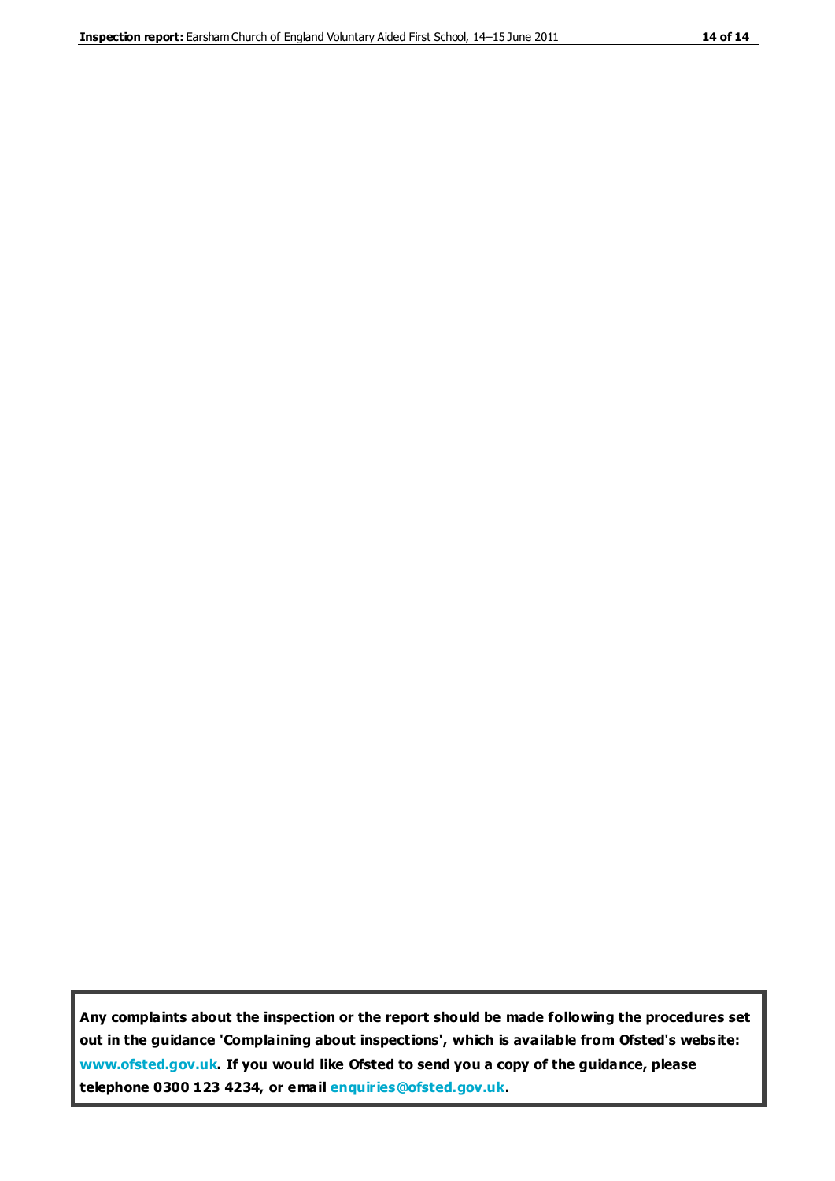**Any complaints about the inspection or the report should be made following the procedures set out in the guidance 'Complaining about inspections', which is available from Ofsted's website: www.ofsted.gov.uk. If you would like Ofsted to send you a copy of the guidance, please telephone 0300 123 4234, or email enquiries@ofsted.gov.uk.**